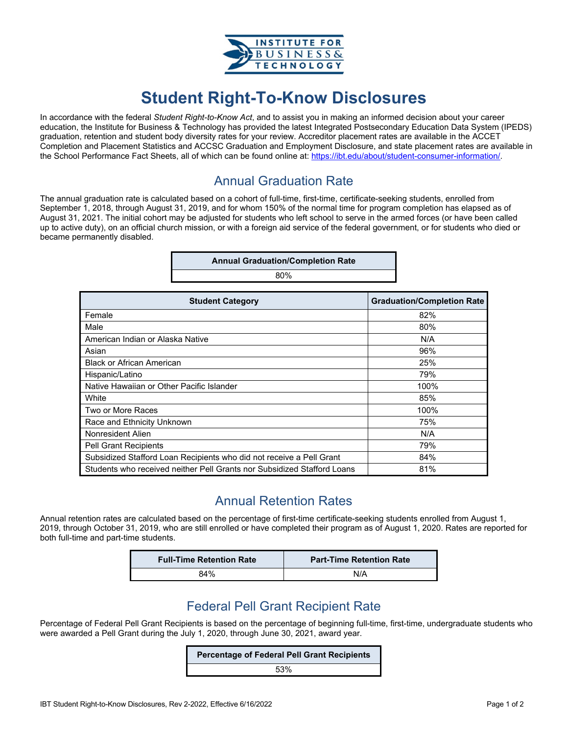# Student Right-To-Know Disclosures

In accordance with the federal *Student Right-to-Know Act*, and to assist you in making an informed decision about your career education, the Institute for Business & Technology has provided the latest Integrated Postsecondary Education Data System (IPEDS) graduation, retention and student body diversity rates for your review. Accreditor placement rates are available in the ACCET Completion and Placement Statistics and ACCSC Graduation and Employment Disclosure, and state placement rates are available in the School Performance Fact Sheets, all of which can be found online at: https://ibt.edu/about/student-consumer-information/.

## Annual Graduation Rate

The annual graduation rate is calculated based on a cohort of full-time, first-time, certificate-seeking students, enrolled from September 1, 2018, through August 31, 2019, and for whom 150% of the normal time for program completion has elapsed as of August 31, 2021. The initial cohort may be adjusted for students who left school to serve in the armed forces (or have been called up to active duty), on an official church mission, or with a foreign aid service of the federal government, or for students who died or became permanently disabled.

| Annual Graduation/Completion Rate |
| --- |
| 80% |

| Student Category | Graduation/Completion Rate |
| --- | --- |
| Female | 82% |
| Male | 80% |
| American Indian or Alaska Native | N/A |
| Asian | 96% |
| Black or African American | 25% |
| Hispanic/Latino | 79% |
| Native Hawaiian or Other Pacific Islander | 100% |
| White | 85% |
| Two or More Races | 100% |
| Race and Ethnicity Unknown | 75% |
| Nonresident Alien | N/A |
| Pell Grant Recipients | 79% |
| Subsidized Stafford Loan Recipients who did not receive a Pell Grant | 84% |
| Students who received neither Pell Grants nor Subsidized Stafford Loans | 81% |

## Annual Retention Rates

Annual retention rates are calculated based on the percentage of first-time certificate-seeking students enrolled from August 1, 2019, through October 31, 2019, who are still enrolled or have completed their program as of August 1, 2020. Rates are reported for both full-time and part-time students.

| Full-Time Retention Rate | Part-Time Retention Rate |
| --- | --- |
| 84% | N/A |

## Federal Pell Grant Recipient Rate

Percentage of Federal Pell Grant Recipients is based on the percentage of beginning full-time, first-time, undergraduate students who were awarded a Pell Grant during the July 1, 2020, through June 30, 2021, award year.

| Percentage of Federal Pell Grant Recipients |
| --- |
| 53% |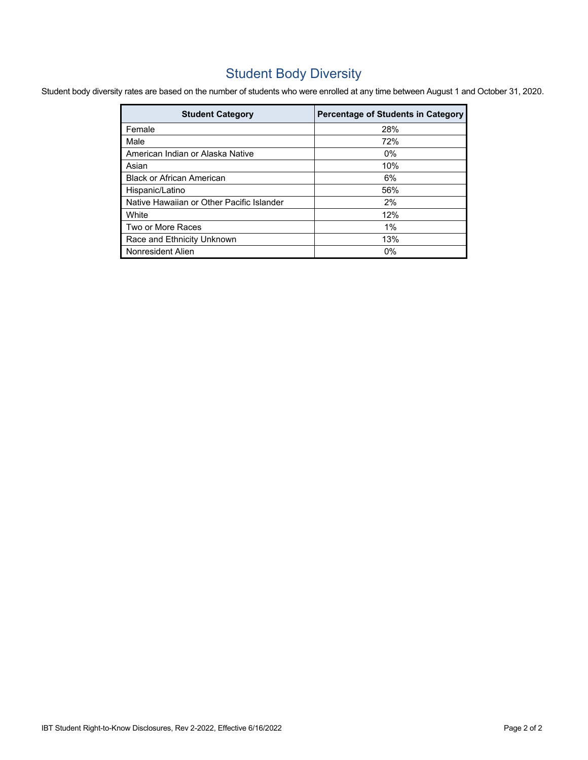## Student Body Diversity

Student body diversity rates are based on the number of students who were enrolled at any time between August 1 and October 31, 2020.

| Student Category | Percentage of Students in Category |
|---|---|
| Female | 28% |
| Male | 72% |
| American Indian or Alaska Native | 0% |
| Asian | 10% |
| Black or African American | 6% |
| Hispanic/Latino | 56% |
| Native Hawaiian or Other Pacific Islander | 2% |
| White | 12% |
| Two or More Races | 1% |
| Race and Ethnicity Unknown | 13% |
| Nonresident Alien | 0% |